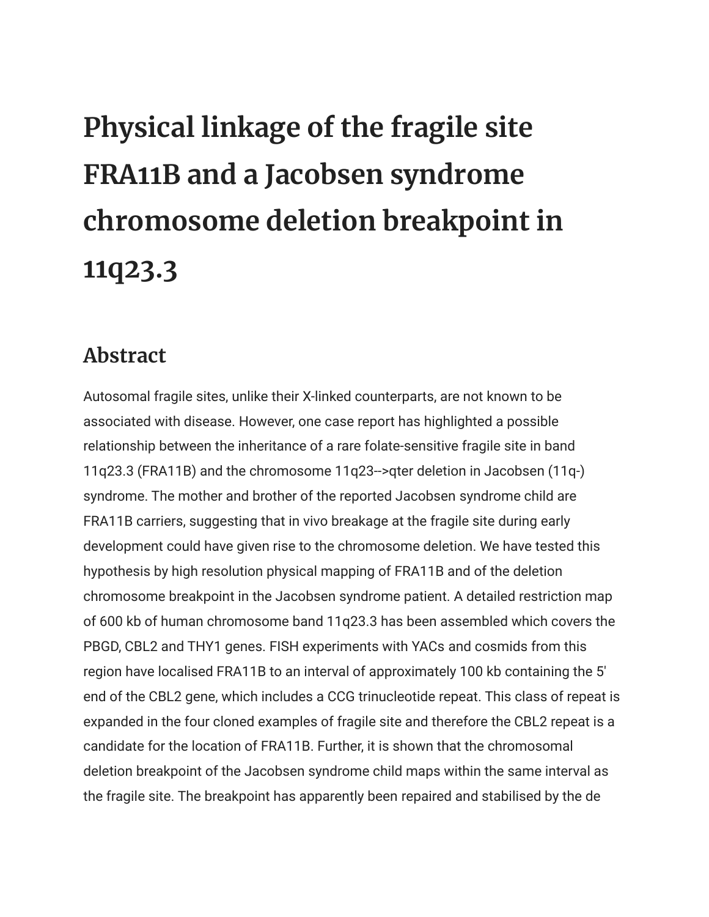# Physical linkage of the fragile site FRA11B and a Jacobsen syndrome chromosome deletion breakpoint in 11q23.3

## Abstract

Autosomal fragile sites, unlike their X-linked counterparts, are not known to be associated with disease. However, one case report has highlighted a possible relationship between the inheritance of a rare folate-sensitive fragile site in band 11q23.3 (FRA11B) and the chromosome 11q23-->qter deletion in Jacobsen (11q-) syndrome. The mother and brother of the reported Jacobsen syndrome child are FRA11B carriers, suggesting that in vivo breakage at the fragile site during early development could have given rise to the chromosome deletion. We have tested this hypothesis by high resolution physical mapping of FRA11B and of the deletion chromosome breakpoint in the Jacobsen syndrome patient. A detailed restriction map of 600 kb of human chromosome band 11q23.3 has been assembled which covers the PBGD, CBL2 and THY1 genes. FISH experiments with YACs and cosmids from this region have localised FRA11B to an interval of approximately 100 kb containing the 5' end of the CBL2 gene, which includes a CCG trinucleotide repeat. This class of repeat is expanded in the four cloned examples of fragile site and therefore the CBL2 repeat is a candidate for the location of FRA11B. Further, it is shown that the chromosomal deletion breakpoint of the Jacobsen syndrome child maps within the same interval as the fragile site. The breakpoint has apparently been repaired and stabilised by the de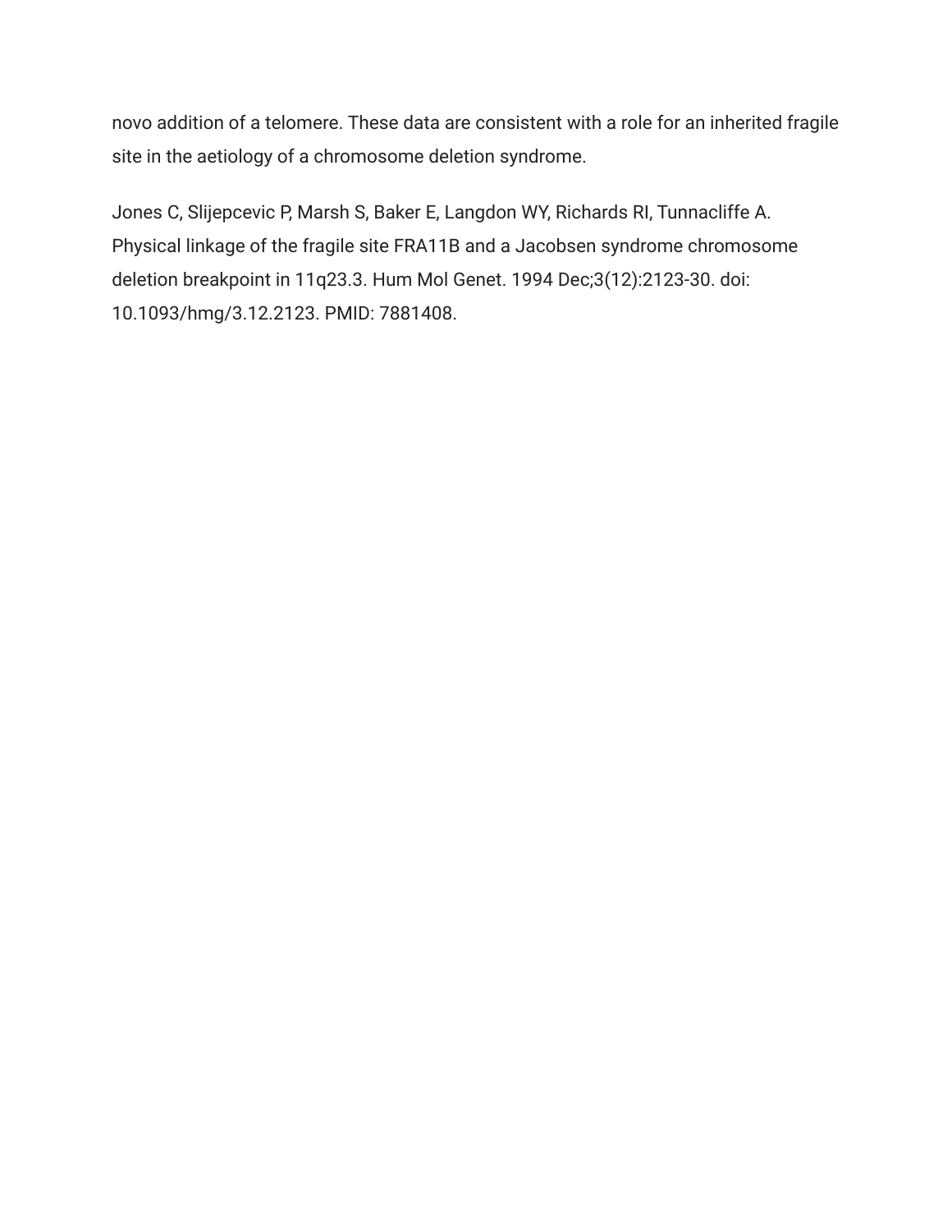novo addition of a telomere. These data are consistent with a role for an inherited fragile site in the aetiology of a chromosome deletion syndrome.

Jones C, Slijepcevic P, Marsh S, Baker E, Langdon WY, Richards RI, Tunnacliffe A. Physical linkage of the fragile site FRA11B and a Jacobsen syndrome chromosome deletion breakpoint in 11q23.3. Hum Mol Genet. 1994 Dec;3(12):2123-30. doi: 10.1093/hmg/3.12.2123. PMID: 7881408.